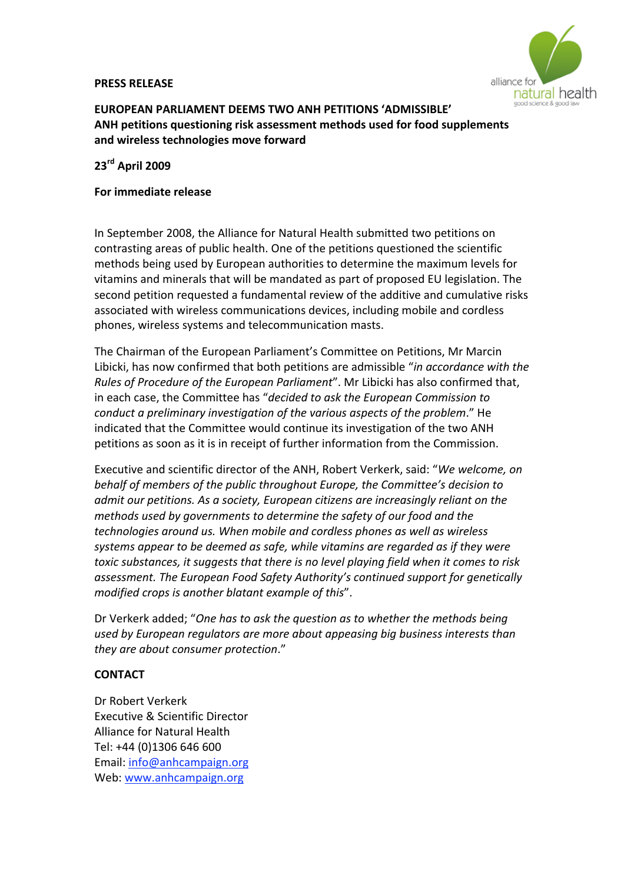**PRESS RELEASE**

# EUROPEAN PARLIAMENT DEEMS TWO ANH PETITIONS 'ADMISSIBLE'

## ANH petitions questioning risk assessment methods used for food supplements and wireless technologies move forward

**23rd April 2009**

**For immediate release**

In September 2008, the Alliance for Natural Health submitted two petitions on contrasting areas of public health. One of the petitions questioned the scientific methods being used by European authorities to determine the maximum levels for vitamins and minerals that will be mandated as part of proposed EU legislation. The second petition requested a fundamental review of the additive and cumulative risks associated with wireless communications devices, including mobile and cordless phones, wireless systems and telecommunication masts.

The Chairman of the European Parliament's Committee on Petitions, Mr Marcin Libicki, has now confirmed that both petitions are admissible "*in accordance with the Rules of Procedure of the European Parliament*". Mr Libicki has also confirmed that, in each case, the Committee has "*decided to ask the European Commission to conduct a preliminary investigation of the various aspects of the problem*." He indicated that the Committee would continue its investigation of the two ANH petitions as soon as it is in receipt of further information from the Commission.

Executive and scientific director of the ANH, Robert Verkerk, said: "*We welcome, on behalf of members of the public throughout Europe, the Committee's decision to admit our petitions. As a society, European citizens are increasingly reliant on the methods used by governments to determine the safety of our food and the technologies around us. When mobile and cordless phones as well as wireless systems appear to be deemed as safe, while vitamins are regarded as if they were toxic substances, it suggests that there is no level playing field when it comes to risk assessment. The European Food Safety Authority's continued support for genetically modified crops is another blatant example of this*".

Dr Verkerk added; "*One has to ask the question as to whether the methods being used by European regulators are more about appeasing big business interests than they are about consumer protection*."

**CONTACT**

Dr Robert Verkerk
Executive & Scientific Director
Alliance for Natural Health
Tel: +44 (0)1306 646 600
Email: info@anhcampaign.org
Web: www.anhcampaign.org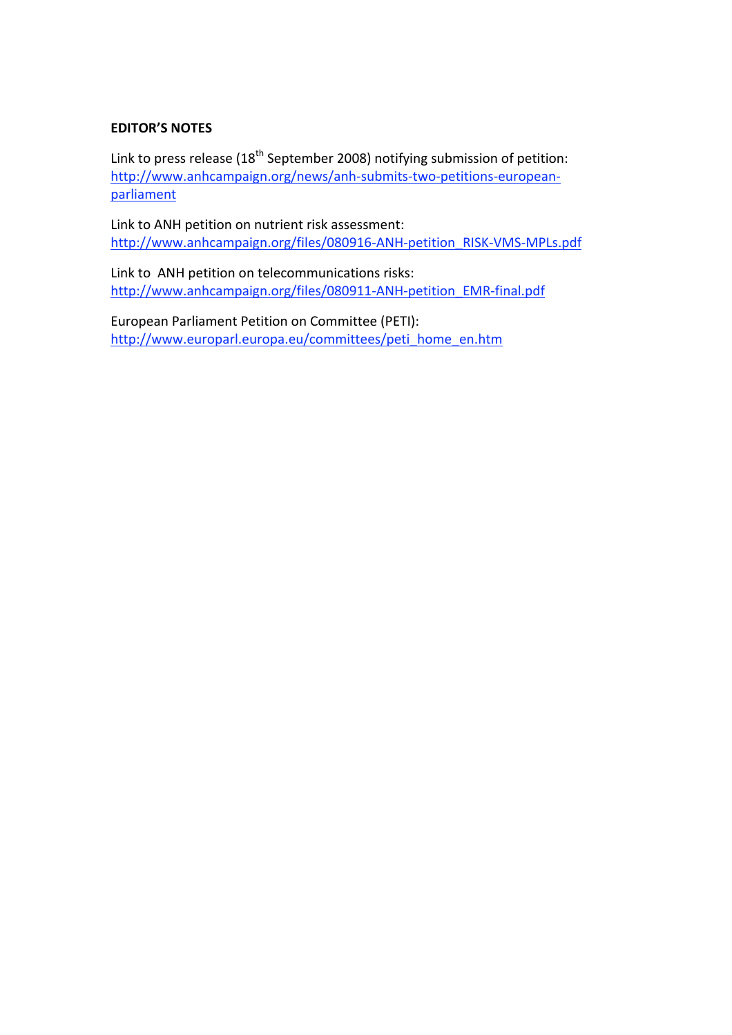**EDITOR'S NOTES**

Link to press release (18th September 2008) notifying submission of petition: http://www.anhcampaign.org/news/anh-submits-two-petitions-european-parliament

Link to ANH petition on nutrient risk assessment: http://www.anhcampaign.org/files/080916-ANH-petition_RISK-VMS-MPLs.pdf

Link to ANH petition on telecommunications risks: http://www.anhcampaign.org/files/080911-ANH-petition_EMR-final.pdf

European Parliament Petition on Committee (PETI): http://www.europarl.europa.eu/committees/peti_home_en.htm